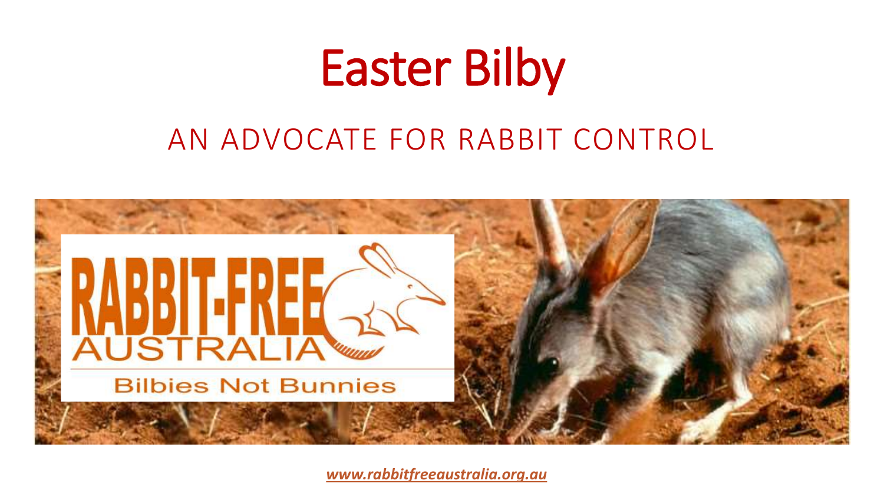# Easter Bilby

## AN ADVOCATE FOR RABBIT CONTROL

RABBIT-FREE AUSTRALIA

Bilbies Not Bunnies

*www.rabbitfreeaustralia.org.au*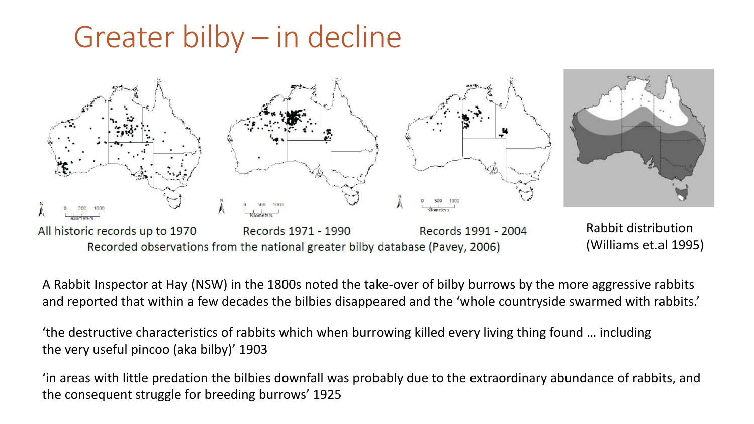# Greater bilby – in decline

All historic records up to 1970 | Records 1971 - 1990 | Records 1991 - 2004

Recorded observations from the national greater bilby database (Pavey, 2006)

Rabbit distribution (Williams et.al 1995)

A Rabbit Inspector at Hay (NSW) in the 1800s noted the take-over of bilby burrows by the more aggressive rabbits and reported that within a few decades the bilbies disappeared and the 'whole countryside swarmed with rabbits.'

'the destructive characteristics of rabbits which when burrowing killed every living thing found … including the very useful pincoo (aka bilby)' 1903

'in areas with little predation the bilbies downfall was probably due to the extraordinary abundance of rabbits, and the consequent struggle for breeding burrows' 1925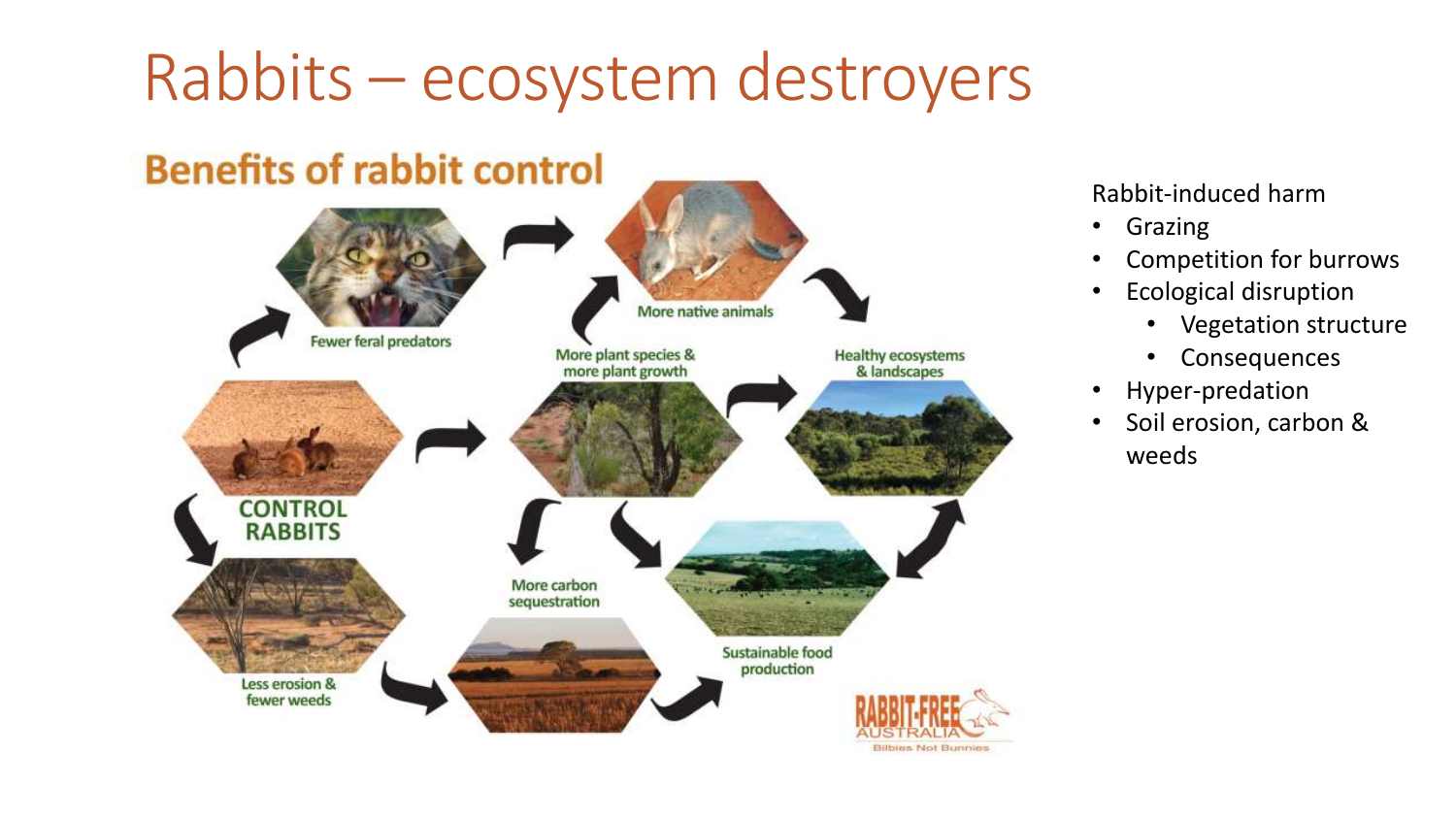# Rabbits – ecosystem destroyers

## Benefits of rabbit control

CONTROL RABBITS

Fewer feral predators

More native animals

More plant species & more plant growth

Healthy ecosystems & landscapes

Less erosion & fewer weeds

More carbon sequestration

Sustainable food production

RABBIT-FREE AUSTRALIA
Bilbies Not Bunnies

Rabbit-induced harm

- Grazing
- Competition for burrows
- Ecological disruption
  - Vegetation structure
  - Consequences
- Hyper-predation
- Soil erosion, carbon & weeds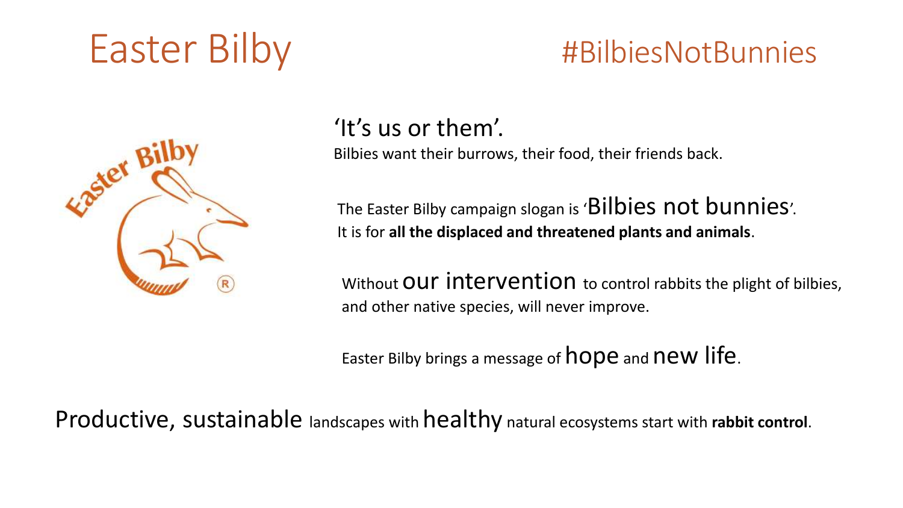# Easter Bilby

## #BilbiesNotBunnies

'It's us or them'.

Bilbies want their burrows, their food, their friends back.

The Easter Bilby campaign slogan is 'Bilbies not bunnies'.
It is for **all the displaced and threatened plants and animals**.

Without our intervention to control rabbits the plight of bilbies, and other native species, will never improve.

Easter Bilby brings a message of hope and new life.

Productive, sustainable landscapes with healthy natural ecosystems start with **rabbit control**.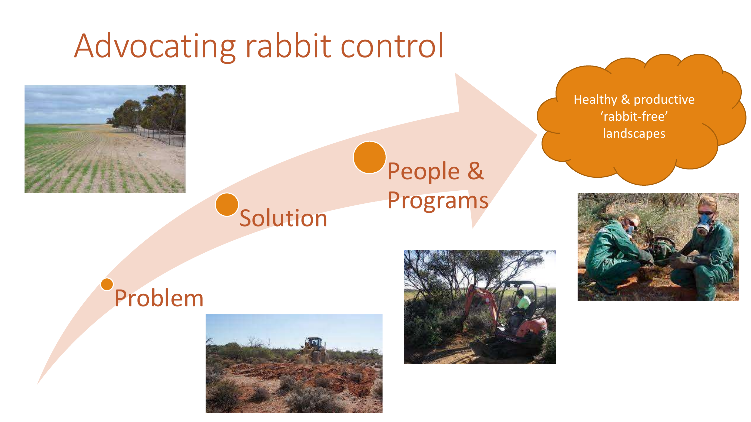# Advocating rabbit control

- Problem
- Solution
- People & Programs

Healthy & productive 'rabbit-free' landscapes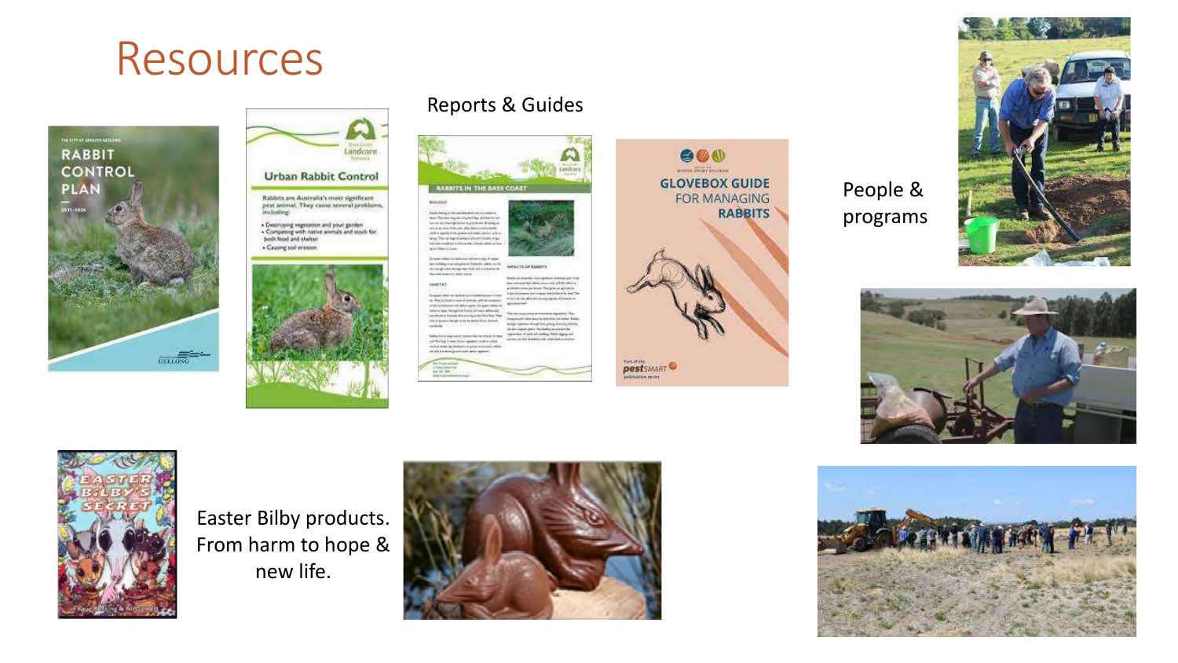# Resources

Reports & Guides

People & programs

Easter Bilby products. From harm to hope & new life.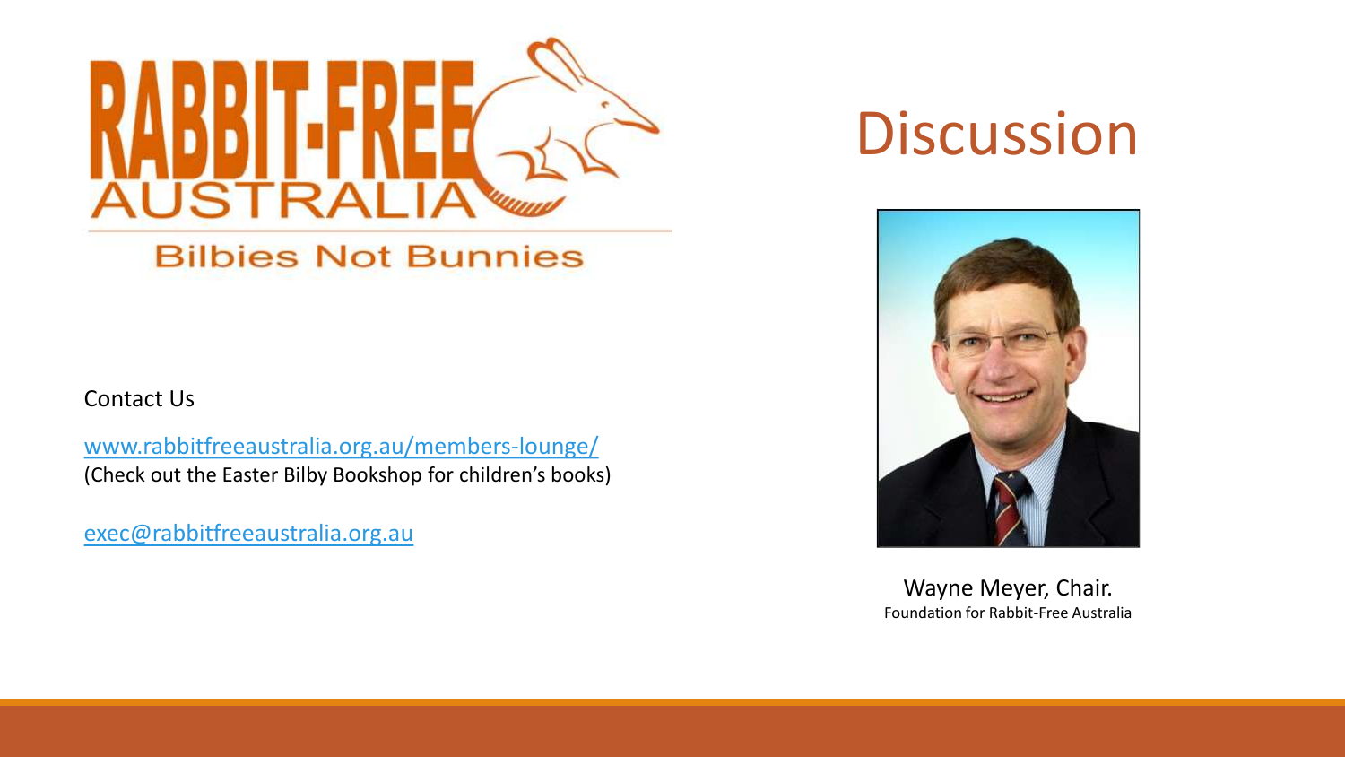RABBIT-FREE AUSTRALIA

Bilbies Not Bunnies

# Discussion

Contact Us

www.rabbitfreeaustralia.org.au/members-lounge/
(Check out the Easter Bilby Bookshop for children's books)

exec@rabbitfreeaustralia.org.au

Wayne Meyer, Chair.
Foundation for Rabbit-Free Australia